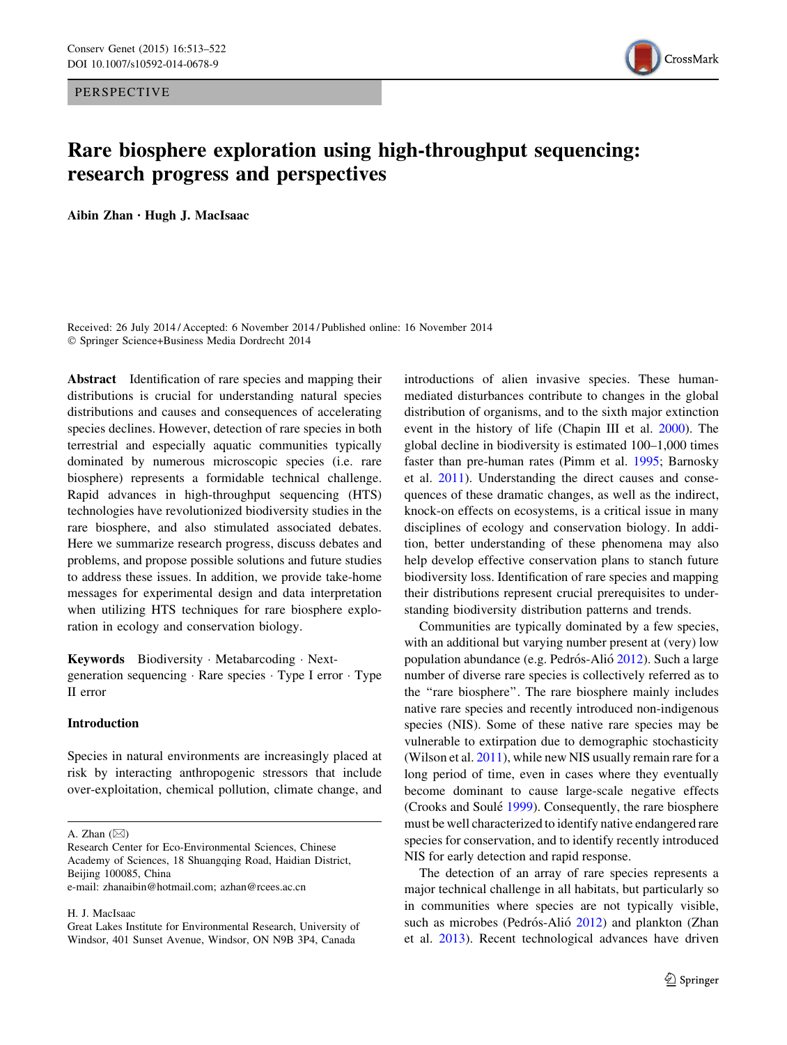PERSPECTIVE

# Rare biosphere exploration using high-throughput sequencing: research progress and perspectives

**Aibin Zhan · Hugh J. MacIsaac**

Received: 26 July 2014 / Accepted: 6 November 2014 / Published online: 16 November 2014
© Springer Science+Business Media Dordrecht 2014

**Abstract** Identification of rare species and mapping their distributions is crucial for understanding natural species distributions and causes and consequences of accelerating species declines. However, detection of rare species in both terrestrial and especially aquatic communities typically dominated by numerous microscopic species (i.e. rare biosphere) represents a formidable technical challenge. Rapid advances in high-throughput sequencing (HTS) technologies have revolutionized biodiversity studies in the rare biosphere, and also stimulated associated debates. Here we summarize research progress, discuss debates and problems, and propose possible solutions and future studies to address these issues. In addition, we provide take-home messages for experimental design and data interpretation when utilizing HTS techniques for rare biosphere exploration in ecology and conservation biology.

**Keywords** Biodiversity · Metabarcoding · Next-generation sequencing · Rare species · Type I error · Type II error

A. Zhan (✉)
Research Center for Eco-Environmental Sciences, Chinese Academy of Sciences, 18 Shuangqing Road, Haidian District, Beijing 100085, China
e-mail: zhanaibin@hotmail.com; azhan@rcees.ac.cn

H. J. MacIsaac
Great Lakes Institute for Environmental Research, University of Windsor, 401 Sunset Avenue, Windsor, ON N9B 3P4, Canada

## Introduction

Species in natural environments are increasingly placed at risk by interacting anthropogenic stressors that include over-exploitation, chemical pollution, climate change, and introductions of alien invasive species. These human-mediated disturbances contribute to changes in the global distribution of organisms, and to the sixth major extinction event in the history of life (Chapin III et al. 2000). The global decline in biodiversity is estimated 100–1,000 times faster than pre-human rates (Pimm et al. 1995; Barnosky et al. 2011). Understanding the direct causes and consequences of these dramatic changes, as well as the indirect, knock-on effects on ecosystems, is a critical issue in many disciplines of ecology and conservation biology. In addition, better understanding of these phenomena may also help develop effective conservation plans to stanch future biodiversity loss. Identification of rare species and mapping their distributions represent crucial prerequisites to understanding biodiversity distribution patterns and trends.

Communities are typically dominated by a few species, with an additional but varying number present at (very) low population abundance (e.g. Pedrós-Alió 2012). Such a large number of diverse rare species is collectively referred as to the "rare biosphere". The rare biosphere mainly includes native rare species and recently introduced non-indigenous species (NIS). Some of these native rare species may be vulnerable to extirpation due to demographic stochasticity (Wilson et al. 2011), while new NIS usually remain rare for a long period of time, even in cases where they eventually become dominant to cause large-scale negative effects (Crooks and Soulé 1999). Consequently, the rare biosphere must be well characterized to identify native endangered rare species for conservation, and to identify recently introduced NIS for early detection and rapid response.

The detection of an array of rare species represents a major technical challenge in all habitats, but particularly so in communities where species are not typically visible, such as microbes (Pedrós-Alió 2012) and plankton (Zhan et al. 2013). Recent technological advances have driven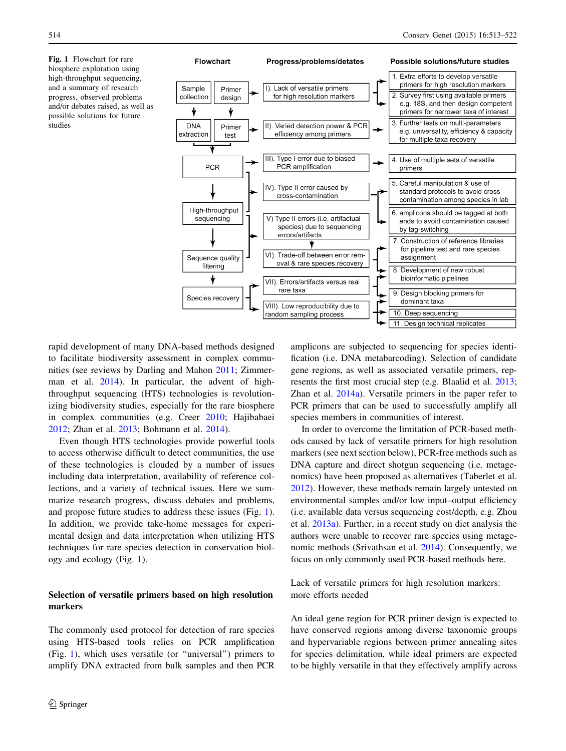**Fig. 1** Flowchart for rare biosphere exploration using high-throughput sequencing, and a summary of research progress, observed problems and/or debates raised, as well as possible solutions for future studies

Flowchart

Progress/problems/detates

Possible solutions/future studies

Sample collection

Primer design

DNA extraction

Primer test

PCR

High-throughput sequencing

Sequence quality filtering

Species recovery

I). Lack of versatile primers for high resolution markers

II). Varied detection power & PCR efficiency among primers

III). Type I error due to biased PCR amplification

IV). Type II error caused by cross-contamination

V) Type II errors (i.e. artifactual species) due to sequencing errors/artifacts

VI). Trade-off between error removal & rare species recovery

VII). Errors/artifacts versus real rare taxa

VIII). Low reproducibility due to random sampling process

1. Extra efforts to develop versatile primers for high resolution markers

2. Survey first using available primers e.g. 18S, and then design competent primers for narrower taxa of interest

3. Further tests on multi-parameters e.g. universality, efficiency & capacity for multiple taxa recovery

4. Use of multiple sets of versatile primers

5. Careful manipulation & use of standard protocols to avoid cross-contamination among species in lab

6. amplicons should be tagged at both ends to avoid contamination caused by tag-switching

7. Construction of reference libraries for pipeline test and rare species assignment

8. Development of new robust bioinformatic pipelines

9. Design blocking primers for dominant taxa

10. Deep sequencing

11. Design technical replicates

rapid development of many DNA-based methods designed to facilitate biodiversity assessment in complex communities (see reviews by Darling and Mahon 2011; Zimmerman et al. 2014). In particular, the advent of high-throughput sequencing (HTS) technologies is revolutionizing biodiversity studies, especially for the rare biosphere in complex communities (e.g. Creer 2010; Hajibabaei 2012; Zhan et al. 2013; Bohmann et al. 2014).

Even though HTS technologies provide powerful tools to access otherwise difficult to detect communities, the use of these technologies is clouded by a number of issues including data interpretation, availability of reference collections, and a variety of technical issues. Here we summarize research progress, discuss debates and problems, and propose future studies to address these issues (Fig. 1). In addition, we provide take-home messages for experimental design and data interpretation when utilizing HTS techniques for rare species detection in conservation biology and ecology (Fig. 1).

## Selection of versatile primers based on high resolution markers

The commonly used protocol for detection of rare species using HTS-based tools relies on PCR amplification (Fig. 1), which uses versatile (or "universal") primers to amplify DNA extracted from bulk samples and then PCR amplicons are subjected to sequencing for species identification (i.e. DNA metabarcoding). Selection of candidate gene regions, as well as associated versatile primers, represents the first most crucial step (e.g. Blaalid et al. 2013; Zhan et al. 2014a). Versatile primers in the paper refer to PCR primers that can be used to successfully amplify all species members in communities of interest.

In order to overcome the limitation of PCR-based methods caused by lack of versatile primers for high resolution markers (see next section below), PCR-free methods such as DNA capture and direct shotgun sequencing (i.e. metagenomics) have been proposed as alternatives (Taberlet et al. 2012). However, these methods remain largely untested on environmental samples and/or low input–output efficiency (i.e. available data versus sequencing cost/depth, e.g. Zhou et al. 2013a). Further, in a recent study on diet analysis the authors were unable to recover rare species using metagenomic methods (Srivathsan et al. 2014). Consequently, we focus on only commonly used PCR-based methods here.

### Lack of versatile primers for high resolution markers: more efforts needed

An ideal gene region for PCR primer design is expected to have conserved regions among diverse taxonomic groups and hypervariable regions between primer annealing sites for species delimitation, while ideal primers are expected to be highly versatile in that they effectively amplify across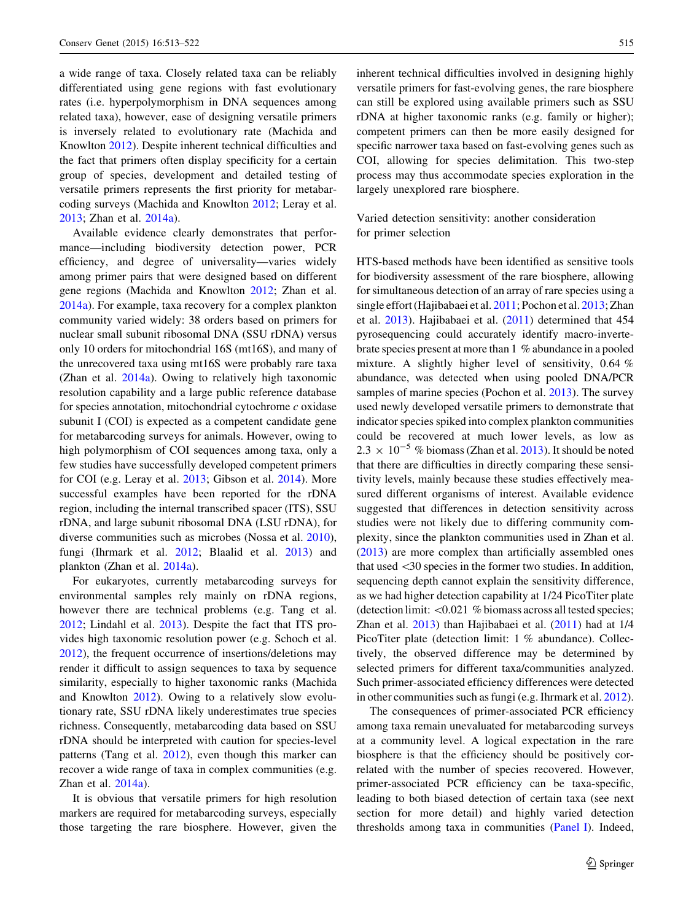a wide range of taxa. Closely related taxa can be reliably differentiated using gene regions with fast evolutionary rates (i.e. hyperpolymorphism in DNA sequences among related taxa), however, ease of designing versatile primers is inversely related to evolutionary rate (Machida and Knowlton 2012). Despite inherent technical difficulties and the fact that primers often display specificity for a certain group of species, development and detailed testing of versatile primers represents the first priority for metabarcoding surveys (Machida and Knowlton 2012; Leray et al. 2013; Zhan et al. 2014a).

Available evidence clearly demonstrates that performance—including biodiversity detection power, PCR efficiency, and degree of universality—varies widely among primer pairs that were designed based on different gene regions (Machida and Knowlton 2012; Zhan et al. 2014a). For example, taxa recovery for a complex plankton community varied widely: 38 orders based on primers for nuclear small subunit ribosomal DNA (SSU rDNA) versus only 10 orders for mitochondrial 16S (mt16S), and many of the unrecovered taxa using mt16S were probably rare taxa (Zhan et al. 2014a). Owing to relatively high taxonomic resolution capability and a large public reference database for species annotation, mitochondrial cytochrome *c* oxidase subunit I (COI) is expected as a competent candidate gene for metabarcoding surveys for animals. However, owing to high polymorphism of COI sequences among taxa, only a few studies have successfully developed competent primers for COI (e.g. Leray et al. 2013; Gibson et al. 2014). More successful examples have been reported for the rDNA region, including the internal transcribed spacer (ITS), SSU rDNA, and large subunit ribosomal DNA (LSU rDNA), for diverse communities such as microbes (Nossa et al. 2010), fungi (Ihrmark et al. 2012; Blaalid et al. 2013) and plankton (Zhan et al. 2014a).

For eukaryotes, currently metabarcoding surveys for environmental samples rely mainly on rDNA regions, however there are technical problems (e.g. Tang et al. 2012; Lindahl et al. 2013). Despite the fact that ITS provides high taxonomic resolution power (e.g. Schoch et al. 2012), the frequent occurrence of insertions/deletions may render it difficult to assign sequences to taxa by sequence similarity, especially to higher taxonomic ranks (Machida and Knowlton 2012). Owing to a relatively slow evolutionary rate, SSU rDNA likely underestimates true species richness. Consequently, metabarcoding data based on SSU rDNA should be interpreted with caution for species-level patterns (Tang et al. 2012), even though this marker can recover a wide range of taxa in complex communities (e.g. Zhan et al. 2014a).

It is obvious that versatile primers for high resolution markers are required for metabarcoding surveys, especially those targeting the rare biosphere. However, given the inherent technical difficulties involved in designing highly versatile primers for fast-evolving genes, the rare biosphere can still be explored using available primers such as SSU rDNA at higher taxonomic ranks (e.g. family or higher); competent primers can then be more easily designed for specific narrower taxa based on fast-evolving genes such as COI, allowing for species delimitation. This two-step process may thus accommodate species exploration in the largely unexplored rare biosphere.

## Varied detection sensitivity: another consideration for primer selection

HTS-based methods have been identified as sensitive tools for biodiversity assessment of the rare biosphere, allowing for simultaneous detection of an array of rare species using a single effort (Hajibabaei et al. 2011; Pochon et al. 2013; Zhan et al. 2013). Hajibabaei et al. (2011) determined that 454 pyrosequencing could accurately identify macro-invertebrate species present at more than 1 % abundance in a pooled mixture. A slightly higher level of sensitivity, 0.64 % abundance, was detected when using pooled DNA/PCR samples of marine species (Pochon et al. 2013). The survey used newly developed versatile primers to demonstrate that indicator species spiked into complex plankton communities could be recovered at much lower levels, as low as $2.3 \times 10^{-5}$ % biomass (Zhan et al. 2013). It should be noted that there are difficulties in directly comparing these sensitivity levels, mainly because these studies effectively measured different organisms of interest. Available evidence suggested that differences in detection sensitivity across studies were not likely due to differing community complexity, since the plankton communities used in Zhan et al. (2013) are more complex than artificially assembled ones that used <30 species in the former two studies. In addition, sequencing depth cannot explain the sensitivity difference, as we had higher detection capability at 1/24 PicoTiter plate (detection limit: <0.021 % biomass across all tested species; Zhan et al. 2013) than Hajibabaei et al. (2011) had at 1/4 PicoTiter plate (detection limit: 1 % abundance). Collectively, the observed difference may be determined by selected primers for different taxa/communities analyzed. Such primer-associated efficiency differences were detected in other communities such as fungi (e.g. Ihrmark et al. 2012).

The consequences of primer-associated PCR efficiency among taxa remain unevaluated for metabarcoding surveys at a community level. A logical expectation in the rare biosphere is that the efficiency should be positively correlated with the number of species recovered. However, primer-associated PCR efficiency can be taxa-specific, leading to both biased detection of certain taxa (see next section for more detail) and highly varied detection thresholds among taxa in communities (Panel I). Indeed,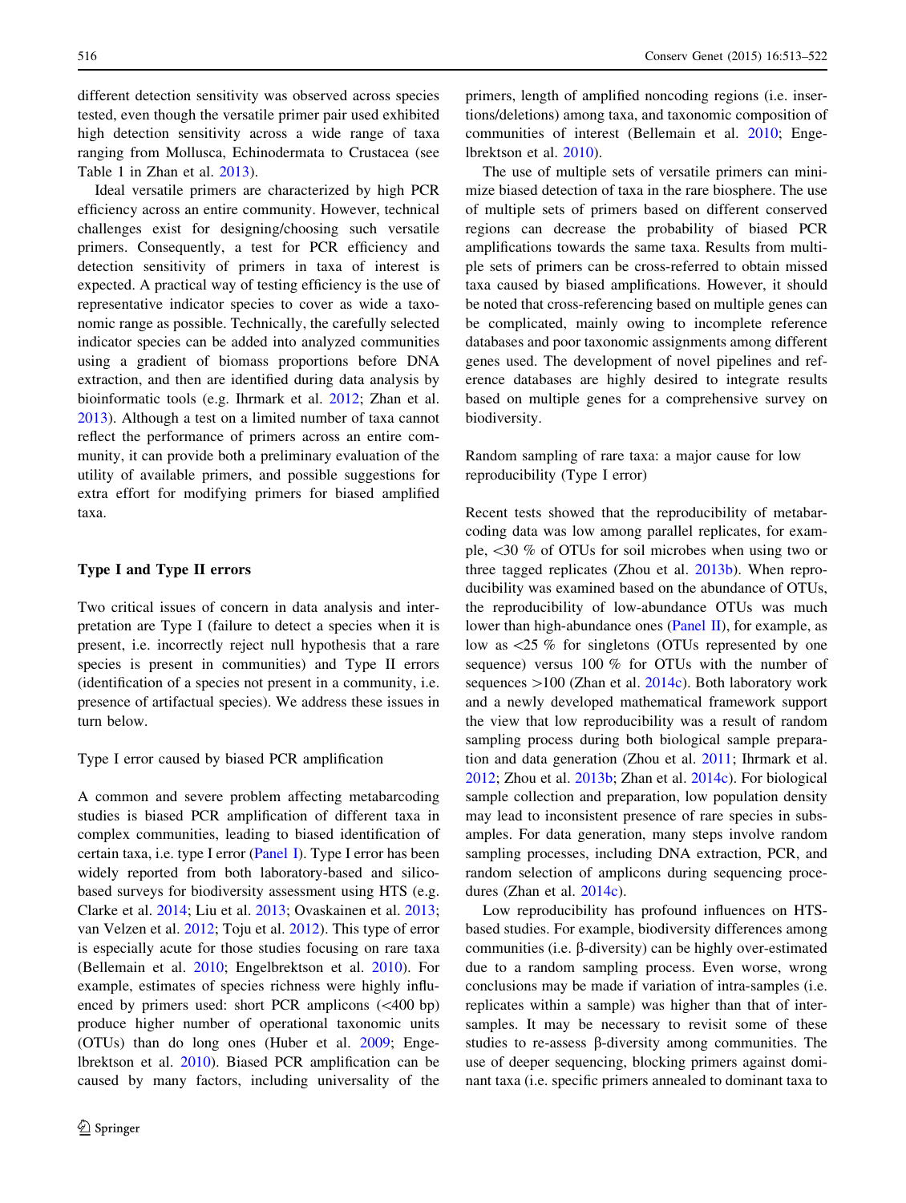different detection sensitivity was observed across species tested, even though the versatile primer pair used exhibited high detection sensitivity across a wide range of taxa ranging from Mollusca, Echinodermata to Crustacea (see Table 1 in Zhan et al. 2013).

Ideal versatile primers are characterized by high PCR efficiency across an entire community. However, technical challenges exist for designing/choosing such versatile primers. Consequently, a test for PCR efficiency and detection sensitivity of primers in taxa of interest is expected. A practical way of testing efficiency is the use of representative indicator species to cover as wide a taxonomic range as possible. Technically, the carefully selected indicator species can be added into analyzed communities using a gradient of biomass proportions before DNA extraction, and then are identified during data analysis by bioinformatic tools (e.g. Ihrmark et al. 2012; Zhan et al. 2013). Although a test on a limited number of taxa cannot reflect the performance of primers across an entire community, it can provide both a preliminary evaluation of the utility of available primers, and possible suggestions for extra effort for modifying primers for biased amplified taxa.

## Type I and Type II errors

Two critical issues of concern in data analysis and interpretation are Type I (failure to detect a species when it is present, i.e. incorrectly reject null hypothesis that a rare species is present in communities) and Type II errors (identification of a species not present in a community, i.e. presence of artifactual species). We address these issues in turn below.

### Type I error caused by biased PCR amplification

A common and severe problem affecting metabarcoding studies is biased PCR amplification of different taxa in complex communities, leading to biased identification of certain taxa, i.e. type I error (Panel I). Type I error has been widely reported from both laboratory-based and silico-based surveys for biodiversity assessment using HTS (e.g. Clarke et al. 2014; Liu et al. 2013; Ovaskainen et al. 2013; van Velzen et al. 2012; Toju et al. 2012). This type of error is especially acute for those studies focusing on rare taxa (Bellemain et al. 2010; Engelbrektson et al. 2010). For example, estimates of species richness were highly influenced by primers used: short PCR amplicons (<400 bp) produce higher number of operational taxonomic units (OTUs) than do long ones (Huber et al. 2009; Engelbrektson et al. 2010). Biased PCR amplification can be caused by many factors, including universality of the primers, length of amplified noncoding regions (i.e. insertions/deletions) among taxa, and taxonomic composition of communities of interest (Bellemain et al. 2010; Engelbrektson et al. 2010).

The use of multiple sets of versatile primers can minimize biased detection of taxa in the rare biosphere. The use of multiple sets of primers based on different conserved regions can decrease the probability of biased PCR amplifications towards the same taxa. Results from multiple sets of primers can be cross-referred to obtain missed taxa caused by biased amplifications. However, it should be noted that cross-referencing based on multiple genes can be complicated, mainly owing to incomplete reference databases and poor taxonomic assignments among different genes used. The development of novel pipelines and reference databases are highly desired to integrate results based on multiple genes for a comprehensive survey on biodiversity.

### Random sampling of rare taxa: a major cause for low reproducibility (Type I error)

Recent tests showed that the reproducibility of metabarcoding data was low among parallel replicates, for example, <30 % of OTUs for soil microbes when using two or three tagged replicates (Zhou et al. 2013b). When reproducibility was examined based on the abundance of OTUs, the reproducibility of low-abundance OTUs was much lower than high-abundance ones (Panel II), for example, as low as <25 % for singletons (OTUs represented by one sequence) versus 100 % for OTUs with the number of sequences >100 (Zhan et al. 2014c). Both laboratory work and a newly developed mathematical framework support the view that low reproducibility was a result of random sampling process during both biological sample preparation and data generation (Zhou et al. 2011; Ihrmark et al. 2012; Zhou et al. 2013b; Zhan et al. 2014c). For biological sample collection and preparation, low population density may lead to inconsistent presence of rare species in subsamples. For data generation, many steps involve random sampling processes, including DNA extraction, PCR, and random selection of amplicons during sequencing procedures (Zhan et al. 2014c).

Low reproducibility has profound influences on HTS-based studies. For example, biodiversity differences among communities (i.e. β-diversity) can be highly over-estimated due to a random sampling process. Even worse, wrong conclusions may be made if variation of intra-samples (i.e. replicates within a sample) was higher than that of inter-samples. It may be necessary to revisit some of these studies to re-assess β-diversity among communities. The use of deeper sequencing, blocking primers against dominant taxa (i.e. specific primers annealed to dominant taxa to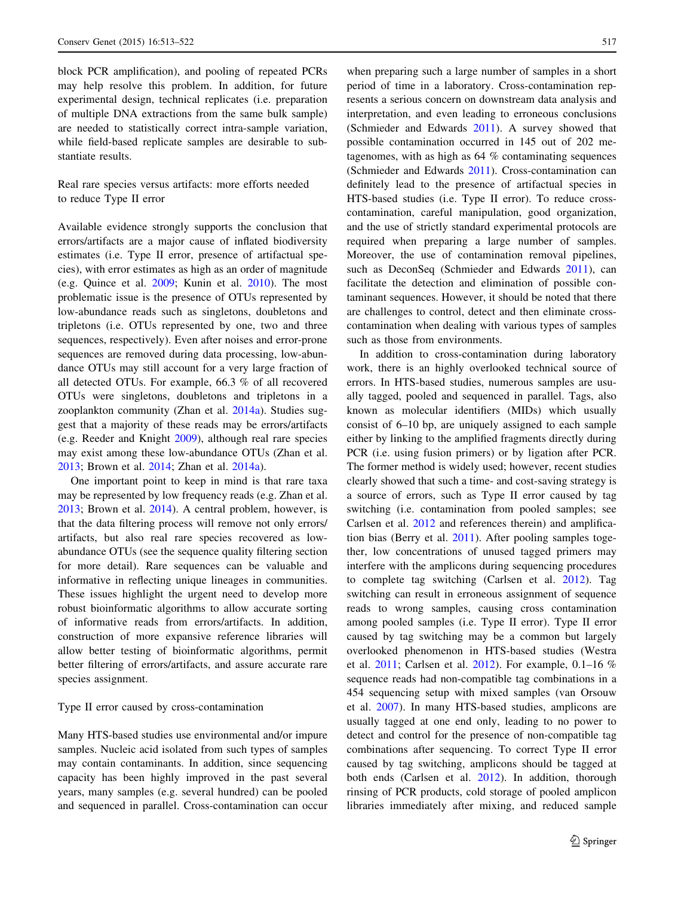block PCR amplification), and pooling of repeated PCRs may help resolve this problem. In addition, for future experimental design, technical replicates (i.e. preparation of multiple DNA extractions from the same bulk sample) are needed to statistically correct intra-sample variation, while field-based replicate samples are desirable to substantiate results.

### Real rare species versus artifacts: more efforts needed to reduce Type II error

Available evidence strongly supports the conclusion that errors/artifacts are a major cause of inflated biodiversity estimates (i.e. Type II error, presence of artifactual species), with error estimates as high as an order of magnitude (e.g. Quince et al. 2009; Kunin et al. 2010). The most problematic issue is the presence of OTUs represented by low-abundance reads such as singletons, doubletons and tripletons (i.e. OTUs represented by one, two and three sequences, respectively). Even after noises and error-prone sequences are removed during data processing, low-abundance OTUs may still account for a very large fraction of all detected OTUs. For example, 66.3 % of all recovered OTUs were singletons, doubletons and tripletons in a zooplankton community (Zhan et al. 2014a). Studies suggest that a majority of these reads may be errors/artifacts (e.g. Reeder and Knight 2009), although real rare species may exist among these low-abundance OTUs (Zhan et al. 2013; Brown et al. 2014; Zhan et al. 2014a).

One important point to keep in mind is that rare taxa may be represented by low frequency reads (e.g. Zhan et al. 2013; Brown et al. 2014). A central problem, however, is that the data filtering process will remove not only errors/artifacts, but also real rare species recovered as low-abundance OTUs (see the sequence quality filtering section for more detail). Rare sequences can be valuable and informative in reflecting unique lineages in communities. These issues highlight the urgent need to develop more robust bioinformatic algorithms to allow accurate sorting of informative reads from errors/artifacts. In addition, construction of more expansive reference libraries will allow better testing of bioinformatic algorithms, permit better filtering of errors/artifacts, and assure accurate rare species assignment.

### Type II error caused by cross-contamination

Many HTS-based studies use environmental and/or impure samples. Nucleic acid isolated from such types of samples may contain contaminants. In addition, since sequencing capacity has been highly improved in the past several years, many samples (e.g. several hundred) can be pooled and sequenced in parallel. Cross-contamination can occur when preparing such a large number of samples in a short period of time in a laboratory. Cross-contamination represents a serious concern on downstream data analysis and interpretation, and even leading to erroneous conclusions (Schmieder and Edwards 2011). A survey showed that possible contamination occurred in 145 out of 202 metagenomes, with as high as 64 % contaminating sequences (Schmieder and Edwards 2011). Cross-contamination can definitely lead to the presence of artifactual species in HTS-based studies (i.e. Type II error). To reduce cross-contamination, careful manipulation, good organization, and the use of strictly standard experimental protocols are required when preparing a large number of samples. Moreover, the use of contamination removal pipelines, such as DeconSeq (Schmieder and Edwards 2011), can facilitate the detection and elimination of possible contaminant sequences. However, it should be noted that there are challenges to control, detect and then eliminate cross-contamination when dealing with various types of samples such as those from environments.

In addition to cross-contamination during laboratory work, there is an highly overlooked technical source of errors. In HTS-based studies, numerous samples are usually tagged, pooled and sequenced in parallel. Tags, also known as molecular identifiers (MIDs) which usually consist of 6–10 bp, are uniquely assigned to each sample either by linking to the amplified fragments directly during PCR (i.e. using fusion primers) or by ligation after PCR. The former method is widely used; however, recent studies clearly showed that such a time- and cost-saving strategy is a source of errors, such as Type II error caused by tag switching (i.e. contamination from pooled samples; see Carlsen et al. 2012 and references therein) and amplification bias (Berry et al. 2011). After pooling samples together, low concentrations of unused tagged primers may interfere with the amplicons during sequencing procedures to complete tag switching (Carlsen et al. 2012). Tag switching can result in erroneous assignment of sequence reads to wrong samples, causing cross contamination among pooled samples (i.e. Type II error). Type II error caused by tag switching may be a common but largely overlooked phenomenon in HTS-based studies (Westra et al. 2011; Carlsen et al. 2012). For example, 0.1–16 % sequence reads had non-compatible tag combinations in a 454 sequencing setup with mixed samples (van Orsouw et al. 2007). In many HTS-based studies, amplicons are usually tagged at one end only, leading to no power to detect and control for the presence of non-compatible tag combinations after sequencing. To correct Type II error caused by tag switching, amplicons should be tagged at both ends (Carlsen et al. 2012). In addition, thorough rinsing of PCR products, cold storage of pooled amplicon libraries immediately after mixing, and reduced sample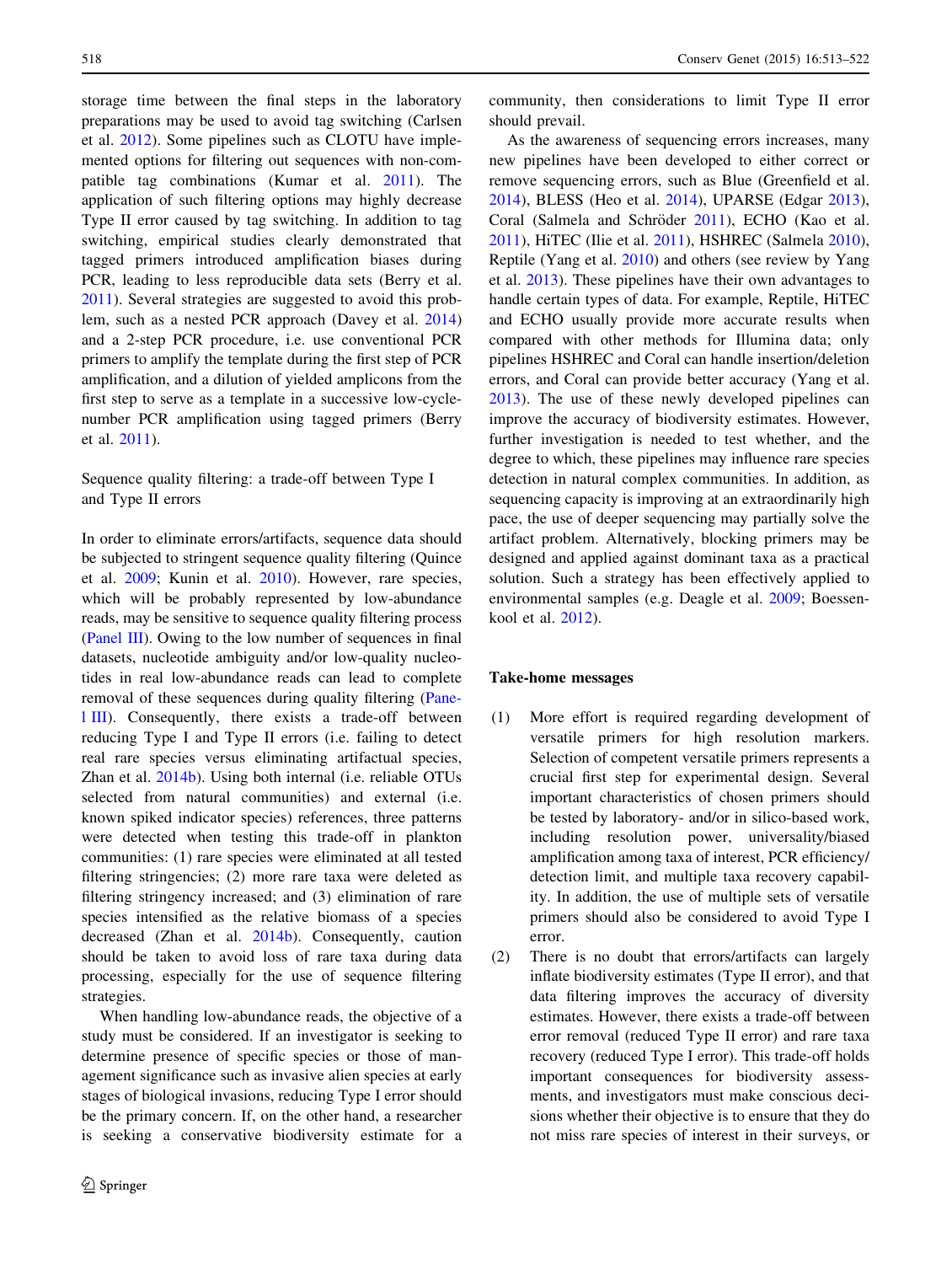storage time between the final steps in the laboratory preparations may be used to avoid tag switching (Carlsen et al. 2012). Some pipelines such as CLOTU have implemented options for filtering out sequences with non-compatible tag combinations (Kumar et al. 2011). The application of such filtering options may highly decrease Type II error caused by tag switching. In addition to tag switching, empirical studies clearly demonstrated that tagged primers introduced amplification biases during PCR, leading to less reproducible data sets (Berry et al. 2011). Several strategies are suggested to avoid this problem, such as a nested PCR approach (Davey et al. 2014) and a 2-step PCR procedure, i.e. use conventional PCR primers to amplify the template during the first step of PCR amplification, and a dilution of yielded amplicons from the first step to serve as a template in a successive low-cycle-number PCR amplification using tagged primers (Berry et al. 2011).

### Sequence quality filtering: a trade-off between Type I and Type II errors

In order to eliminate errors/artifacts, sequence data should be subjected to stringent sequence quality filtering (Quince et al. 2009; Kunin et al. 2010). However, rare species, which will be probably represented by low-abundance reads, may be sensitive to sequence quality filtering process (Panel III). Owing to the low number of sequences in final datasets, nucleotide ambiguity and/or low-quality nucleotides in real low-abundance reads can lead to complete removal of these sequences during quality filtering (Panel III). Consequently, there exists a trade-off between reducing Type I and Type II errors (i.e. failing to detect real rare species versus eliminating artifactual species, Zhan et al. 2014b). Using both internal (i.e. reliable OTUs selected from natural communities) and external (i.e. known spiked indicator species) references, three patterns were detected when testing this trade-off in plankton communities: (1) rare species were eliminated at all tested filtering stringencies; (2) more rare taxa were deleted as filtering stringency increased; and (3) elimination of rare species intensified as the relative biomass of a species decreased (Zhan et al. 2014b). Consequently, caution should be taken to avoid loss of rare taxa during data processing, especially for the use of sequence filtering strategies.

When handling low-abundance reads, the objective of a study must be considered. If an investigator is seeking to determine presence of specific species or those of management significance such as invasive alien species at early stages of biological invasions, reducing Type I error should be the primary concern. If, on the other hand, a researcher is seeking a conservative biodiversity estimate for a community, then considerations to limit Type II error should prevail.

As the awareness of sequencing errors increases, many new pipelines have been developed to either correct or remove sequencing errors, such as Blue (Greenfield et al. 2014), BLESS (Heo et al. 2014), UPARSE (Edgar 2013), Coral (Salmela and Schröder 2011), ECHO (Kao et al. 2011), HiTEC (Ilie et al. 2011), HSHREC (Salmela 2010), Reptile (Yang et al. 2010) and others (see review by Yang et al. 2013). These pipelines have their own advantages to handle certain types of data. For example, Reptile, HiTEC and ECHO usually provide more accurate results when compared with other methods for Illumina data; only pipelines HSHREC and Coral can handle insertion/deletion errors, and Coral can provide better accuracy (Yang et al. 2013). The use of these newly developed pipelines can improve the accuracy of biodiversity estimates. However, further investigation is needed to test whether, and the degree to which, these pipelines may influence rare species detection in natural complex communities. In addition, as sequencing capacity is improving at an extraordinarily high pace, the use of deeper sequencing may partially solve the artifact problem. Alternatively, blocking primers may be designed and applied against dominant taxa as a practical solution. Such a strategy has been effectively applied to environmental samples (e.g. Deagle et al. 2009; Boessenkool et al. 2012).

## Take-home messages

(1) More effort is required regarding development of versatile primers for high resolution markers. Selection of competent versatile primers represents a crucial first step for experimental design. Several important characteristics of chosen primers should be tested by laboratory- and/or in silico-based work, including resolution power, universality/biased amplification among taxa of interest, PCR efficiency/detection limit, and multiple taxa recovery capability. In addition, the use of multiple sets of versatile primers should also be considered to avoid Type I error.

(2) There is no doubt that errors/artifacts can largely inflate biodiversity estimates (Type II error), and that data filtering improves the accuracy of diversity estimates. However, there exists a trade-off between error removal (reduced Type II error) and rare taxa recovery (reduced Type I error). This trade-off holds important consequences for biodiversity assessments, and investigators must make conscious decisions whether their objective is to ensure that they do not miss rare species of interest in their surveys, or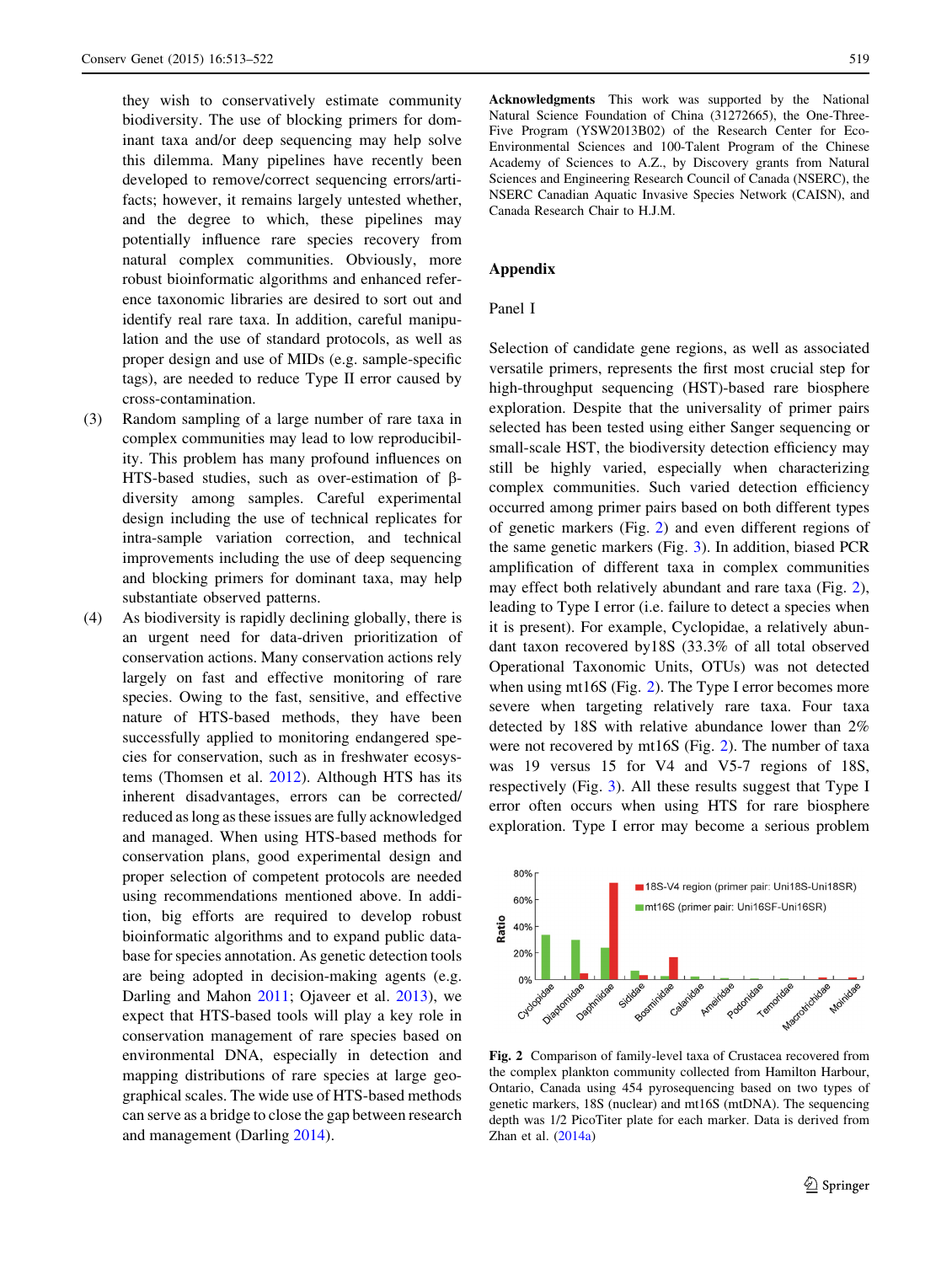they wish to conservatively estimate community biodiversity. The use of blocking primers for dominant taxa and/or deep sequencing may help solve this dilemma. Many pipelines have recently been developed to remove/correct sequencing errors/artifacts; however, it remains largely untested whether, and the degree to which, these pipelines may potentially influence rare species recovery from natural complex communities. Obviously, more robust bioinformatic algorithms and enhanced reference taxonomic libraries are desired to sort out and identify real rare taxa. In addition, careful manipulation and the use of standard protocols, as well as proper design and use of MIDs (e.g. sample-specific tags), are needed to reduce Type II error caused by cross-contamination.

(3) Random sampling of a large number of rare taxa in complex communities may lead to low reproducibility. This problem has many profound influences on HTS-based studies, such as over-estimation of β-diversity among samples. Careful experimental design including the use of technical replicates for intra-sample variation correction, and technical improvements including the use of deep sequencing and blocking primers for dominant taxa, may help substantiate observed patterns.

(4) As biodiversity is rapidly declining globally, there is an urgent need for data-driven prioritization of conservation actions. Many conservation actions rely largely on fast and effective monitoring of rare species. Owing to the fast, sensitive, and effective nature of HTS-based methods, they have been successfully applied to monitoring endangered species for conservation, such as in freshwater ecosystems (Thomsen et al. 2012). Although HTS has its inherent disadvantages, errors can be corrected/reduced as long as these issues are fully acknowledged and managed. When using HTS-based methods for conservation plans, good experimental design and proper selection of competent protocols are needed using recommendations mentioned above. In addition, big efforts are required to develop robust bioinformatic algorithms and to expand public database for species annotation. As genetic detection tools are being adopted in decision-making agents (e.g. Darling and Mahon 2011; Ojaveer et al. 2013), we expect that HTS-based tools will play a key role in conservation management of rare species based on environmental DNA, especially in detection and mapping distributions of rare species at large geographical scales. The wide use of HTS-based methods can serve as a bridge to close the gap between research and management (Darling 2014).

**Acknowledgments** This work was supported by the National Natural Science Foundation of China (31272665), the One-Three-Five Program (YSW2013B02) of the Research Center for Eco-Environmental Sciences and 100-Talent Program of the Chinese Academy of Sciences to A.Z., by Discovery grants from Natural Sciences and Engineering Research Council of Canada (NSERC), the NSERC Canadian Aquatic Invasive Species Network (CAISN), and Canada Research Chair to H.J.M.

## Appendix

### Panel I

Selection of candidate gene regions, as well as associated versatile primers, represents the first most crucial step for high-throughput sequencing (HST)-based rare biosphere exploration. Despite that the universality of primer pairs selected has been tested using either Sanger sequencing or small-scale HST, the biodiversity detection efficiency may still be highly varied, especially when characterizing complex communities. Such varied detection efficiency occurred among primer pairs based on both different types of genetic markers (Fig. 2) and even different regions of the same genetic markers (Fig. 3). In addition, biased PCR amplification of different taxa in complex communities may effect both relatively abundant and rare taxa (Fig. 2), leading to Type I error (i.e. failure to detect a species when it is present). For example, Cyclopidae, a relatively abundant taxon recovered by18S (33.3% of all total observed Operational Taxonomic Units, OTUs) was not detected when using mt16S (Fig. 2). The Type I error becomes more severe when targeting relatively rare taxa. Four taxa detected by 18S with relative abundance lower than 2% were not recovered by mt16S (Fig. 2). The number of taxa was 19 versus 15 for V4 and V5-7 regions of 18S, respectively (Fig. 3). All these results suggest that Type I error often occurs when using HTS for rare biosphere exploration. Type I error may become a serious problem

Ratio
80%
60%
40%
20%
0%
18S-V4 region (primer pair: Uni18S-Uni18SR)
mt16S (primer pair: Uni16SF-Uni16SR)
Cyclopidae
Diaptomidae
Daphniidae
Sididae
Bosminidae
Calanidae
Ameiridae
Podonidae
Temoridae
Macrotrichidae
Moinidae

**Fig. 2** Comparison of family-level taxa of Crustacea recovered from the complex plankton community collected from Hamilton Harbour, Ontario, Canada using 454 pyrosequencing based on two types of genetic markers, 18S (nuclear) and mt16S (mtDNA). The sequencing depth was 1/2 PicoTiter plate for each marker. Data is derived from Zhan et al. (2014a)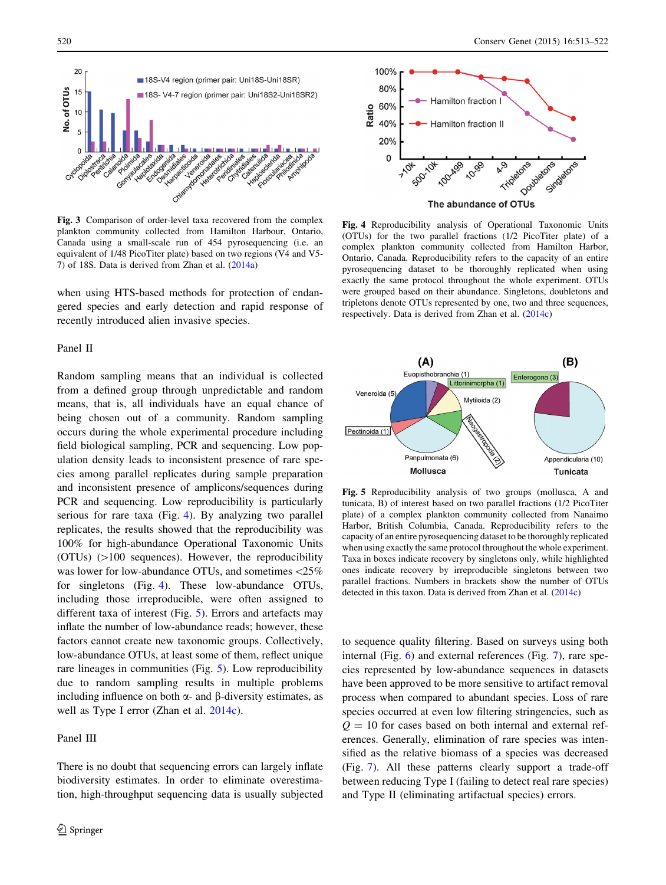20

15

10

5

0

No. of OTUs

18S-V4 region (primer pair: Uni18S-Uni18SR)

18S- V4-7 region (primer pair: Uni18S2-Uni18SR2)

Cyclopoida, Diplostraca, Pentrichia, Calanoida, Ploimida, Gonyaulacales, Haplotaxida, Endogenida, Desmidiales, Harpacticoida, Veneroida, Chlamydomonadales, Heterotrichida, Peridiniales, Chytridiales, Catenulida, Haplosclerida, Flosculariacea, Philodinida, Amphipoda

**Fig. 3** Comparison of order-level taxa recovered from the complex plankton community collected from Hamilton Harbour, Ontario, Canada using a small-scale run of 454 pyrosequencing (i.e. an equivalent of 1/48 PicoTiter plate) based on two regions (V4 and V5-7) of 18S. Data is derived from Zhan et al. (2014a)

100%

80%

60%

40%

20%

0

Ratio

Hamilton fraction I

Hamilton fraction II

>10k, 500-10k, 100-499, 10-99, 4-9, Tripletons, Doubletons, Singletons

The abundance of OTUs

**Fig. 4** Reproducibility analysis of Operational Taxonomic Units (OTUs) for the two parallel fractions (1/2 PicoTiter plate) of a complex plankton community collected from Hamilton Harbor, Ontario, Canada. Reproducibility refers to the capacity of an entire pyrosequencing dataset to be thoroughly replicated when using exactly the same protocol throughout the whole experiment. OTUs were grouped based on their abundance. Singletons, doubletons and tripletons denote OTUs represented by one, two and three sequences, respectively. Data is derived from Zhan et al. (2014c)

when using HTS-based methods for protection of endangered species and early detection and rapid response of recently introduced alien invasive species.

Panel II

Random sampling means that an individual is collected from a defined group through unpredictable and random means, that is, all individuals have an equal chance of being chosen out of a community. Random sampling occurs during the whole experimental procedure including field biological sampling, PCR and sequencing. Low population density leads to inconsistent presence of rare species among parallel replicates during sample preparation and inconsistent presence of amplicons/sequences during PCR and sequencing. Low reproducibility is particularly serious for rare taxa (Fig. 4). By analyzing two parallel replicates, the results showed that the reproducibility was 100% for high-abundance Operational Taxonomic Units (OTUs) (>100 sequences). However, the reproducibility was lower for low-abundance OTUs, and sometimes <25% for singletons (Fig. 4). These low-abundance OTUs, including those irreproducible, were often assigned to different taxa of interest (Fig. 5). Errors and artefacts may inflate the number of low-abundance reads; however, these factors cannot create new taxonomic groups. Collectively, low-abundance OTUs, at least some of them, reflect unique rare lineages in communities (Fig. 5). Low reproducibility due to random sampling results in multiple problems including influence on both α- and β-diversity estimates, as well as Type I error (Zhan et al. 2014c).

Panel III

There is no doubt that sequencing errors can largely inflate biodiversity estimates. In order to eliminate overestimation, high-throughput sequencing data is usually subjected

(A)

Euopisthobranchia (1)

Littorinimorpha (1)

Veneroida (5)

Mytiloida (2)

Pectinoida (1)

Neogastropoda (2)

Panpulmonata (6)

Mollusca

(B)

Enterogona (3)

Appendicularia (10)

Tunicata

**Fig. 5** Reproducibility analysis of two groups (mollusca, A and tunicata, B) of interest based on two parallel fractions (1/2 PicoTiter plate) of a complex plankton community collected from Nanaimo Harbor, British Columbia, Canada. Reproducibility refers to the capacity of an entire pyrosequencing dataset to be thoroughly replicated when using exactly the same protocol throughout the whole experiment. Taxa in boxes indicate recovery by singletons only, while highlighted ones indicate recovery by irreproducible singletons between two parallel fractions. Numbers in brackets show the number of OTUs detected in this taxon. Data is derived from Zhan et al. (2014c)

to sequence quality filtering. Based on surveys using both internal (Fig. 6) and external references (Fig. 7), rare species represented by low-abundance sequences in datasets have been approved to be more sensitive to artifact removal process when compared to abundant species. Loss of rare species occurred at even low filtering stringencies, such as $Q = 10$ for cases based on both internal and external references. Generally, elimination of rare species was intensified as the relative biomass of a species was decreased (Fig. 7). All these patterns clearly support a trade-off between reducing Type I (failing to detect real rare species) and Type II (eliminating artifactual species) errors.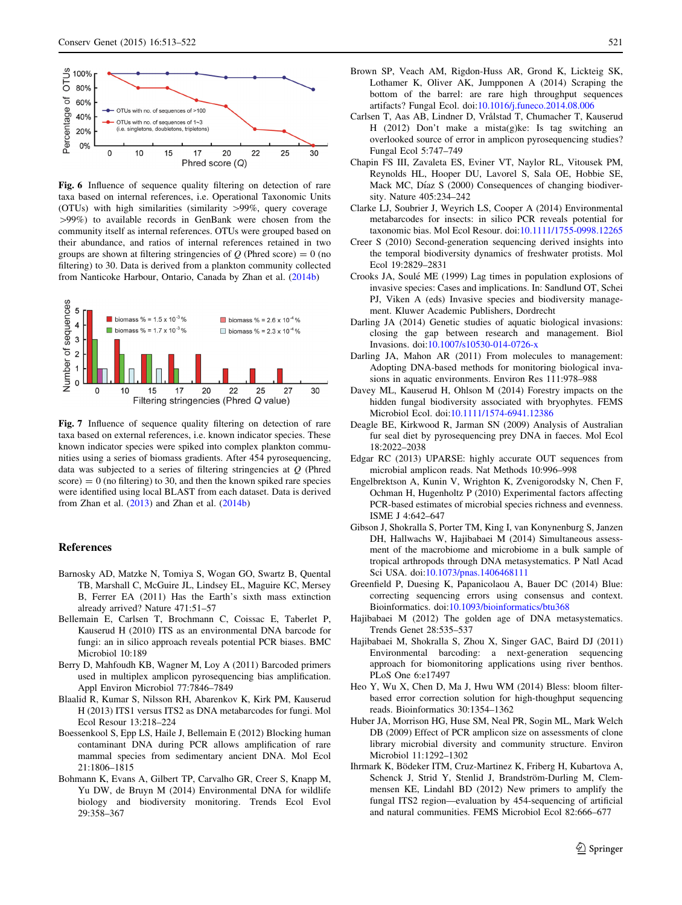Percentage of OTUs
100%
80%
60%
40%
20%
0%
0 10 15 17 20 22 25 30
Phred score (Q)
OTUs with no. of sequences of >100
OTUs with no. of sequences of 1~3
(i.e. singletons, doubletons, tripletons)

**Fig. 6** Influence of sequence quality filtering on detection of rare taxa based on internal references, i.e. Operational Taxonomic Units (OTUs) with high similarities (similarity >99%, query coverage >99%) to available records in GenBank were chosen from the community itself as internal references. OTUs were grouped based on their abundance, and ratios of internal references retained in two groups are shown at filtering stringencies of $Q$ (Phred score) = 0 (no filtering) to 30. Data is derived from a plankton community collected from Nanticoke Harbour, Ontario, Canada by Zhan et al. (2014b)

Number of sequences
5
4
3
2
1
0
0 10 15 17 20 22 25 27 30
Filtering stringencies (Phred Q value)
biomass % = 1.5 x $10^{-3}$ %
biomass % = 1.7 x $10^{-3}$ %
biomass % = 2.6 x $10^{-4}$ %
biomass % = 2.3 x $10^{-4}$ %

**Fig. 7** Influence of sequence quality filtering on detection of rare taxa based on external references, i.e. known indicator species. These known indicator species were spiked into complex plankton communities using a series of biomass gradients. After 454 pyrosequencing, data was subjected to a series of filtering stringencies at $Q$ (Phred score) = 0 (no filtering) to 30, and then the known spiked rare species were identified using local BLAST from each dataset. Data is derived from Zhan et al. (2013) and Zhan et al. (2014b)

## References

Barnosky AD, Matzke N, Tomiya S, Wogan GO, Swartz B, Quental TB, Marshall C, McGuire JL, Lindsey EL, Maguire KC, Mersey B, Ferrer EA (2011) Has the Earth's sixth mass extinction already arrived? Nature 471:51–57

Bellemain E, Carlsen T, Brochmann C, Coissac E, Taberlet P, Kauserud H (2010) ITS as an environmental DNA barcode for fungi: an in silico approach reveals potential PCR biases. BMC Microbiol 10:189

Berry D, Mahfoudh KB, Wagner M, Loy A (2011) Barcoded primers used in multiplex amplicon pyrosequencing bias amplification. Appl Environ Microbiol 77:7846–7849

Blaalid R, Kumar S, Nilsson RH, Abarenkov K, Kirk PM, Kauserud H (2013) ITS1 versus ITS2 as DNA metabarcodes for fungi. Mol Ecol Resour 13:218–224

Boessenkool S, Epp LS, Haile J, Bellemain E (2012) Blocking human contaminant DNA during PCR allows amplification of rare mammal species from sedimentary ancient DNA. Mol Ecol 21:1806–1815

Bohmann K, Evans A, Gilbert TP, Carvalho GR, Creer S, Knapp M, Yu DW, de Bruyn M (2014) Environmental DNA for wildlife biology and biodiversity monitoring. Trends Ecol Evol 29:358–367

Brown SP, Veach AM, Rigdon-Huss AR, Grond K, Lickteig SK, Lothamer K, Oliver AK, Jumpponen A (2014) Scraping the bottom of the barrel: are rare high throughput sequences artifacts? Fungal Ecol. doi:10.1016/j.funeco.2014.08.006

Carlsen T, Aas AB, Lindner D, Vrålstad T, Chumacher T, Kauserud H (2012) Don't make a mista(g)ke: Is tag switching an overlooked source of error in amplicon pyrosequencing studies? Fungal Ecol 5:747–749

Chapin FS III, Zavaleta ES, Eviner VT, Naylor RL, Vitousek PM, Reynolds HL, Hooper DU, Lavorel S, Sala OE, Hobbie SE, Mack MC, Díaz S (2000) Consequences of changing biodiversity. Nature 405:234–242

Clarke LJ, Soubrier J, Weyrich LS, Cooper A (2014) Environmental metabarcodes for insects: in silico PCR reveals potential for taxonomic bias. Mol Ecol Resour. doi:10.1111/1755-0998.12265

Creer S (2010) Second-generation sequencing derived insights into the temporal biodiversity dynamics of freshwater protists. Mol Ecol 19:2829–2831

Crooks JA, Soulé ME (1999) Lag times in population explosions of invasive species: Cases and implications. In: Sandlund OT, Schei PJ, Viken A (eds) Invasive species and biodiversity management. Kluwer Academic Publishers, Dordrecht

Darling JA (2014) Genetic studies of aquatic biological invasions: closing the gap between research and management. Biol Invasions. doi:10.1007/s10530-014-0726-x

Darling JA, Mahon AR (2011) From molecules to management: Adopting DNA-based methods for monitoring biological invasions in aquatic environments. Environ Res 111:978–988

Davey ML, Kauserud H, Ohlson M (2014) Forestry impacts on the hidden fungal biodiversity associated with bryophytes. FEMS Microbiol Ecol. doi:10.1111/1574-6941.12386

Deagle BE, Kirkwood R, Jarman SN (2009) Analysis of Australian fur seal diet by pyrosequencing prey DNA in faeces. Mol Ecol 18:2022–2038

Edgar RC (2013) UPARSE: highly accurate OUT sequences from microbial amplicon reads. Nat Methods 10:996–998

Engelbrektson A, Kunin V, Wrighton K, Zvenigorodsky N, Chen F, Ochman H, Hugenholtz P (2010) Experimental factors affecting PCR-based estimates of microbial species richness and evenness. ISME J 4:642–647

Gibson J, Shokralla S, Porter TM, King I, van Konynenburg S, Janzen DH, Hallwachs W, Hajibabaei M (2014) Simultaneous assessment of the macrobiome and microbiome in a bulk sample of tropical arthropods through DNA metasystematics. P Natl Acad Sci USA. doi:10.1073/pnas.1406468111

Greenfield P, Duesing K, Papanicolaou A, Bauer DC (2014) Blue: correcting sequencing errors using consensus and context. Bioinformatics. doi:10.1093/bioinformatics/btu368

Hajibabaei M (2012) The golden age of DNA metasystematics. Trends Genet 28:535–537

Hajibabaei M, Shokralla S, Zhou X, Singer GAC, Baird DJ (2011) Environmental barcoding: a next-generation sequencing approach for biomonitoring applications using river benthos. PLoS One 6:e17497

Heo Y, Wu X, Chen D, Ma J, Hwu WM (2014) Bless: bloom filter-based error correction solution for high-thoughput sequencing reads. Bioinformatics 30:1354–1362

Huber JA, Morrison HG, Huse SM, Neal PR, Sogin ML, Mark Welch DB (2009) Effect of PCR amplicon size on assessments of clone library microbial diversity and community structure. Environ Microbiol 11:1292–1302

Ihrmark K, Bödeker ITM, Cruz-Martinez K, Friberg H, Kubartova A, Schenck J, Strid Y, Stenlid J, Brandström-Durling M, Clemmensen KE, Lindahl BD (2012) New primers to amplify the fungal ITS2 region—evaluation by 454-sequencing of artificial and natural communities. FEMS Microbiol Ecol 82:666–677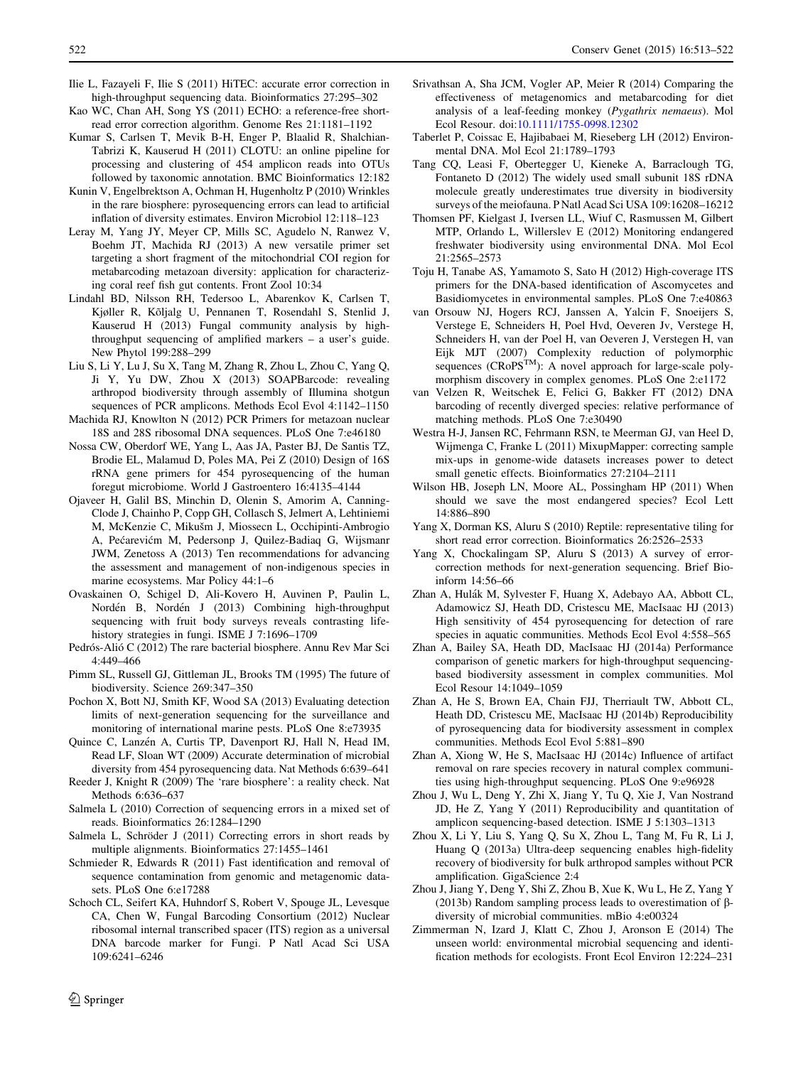Ilie L, Fazayeli F, Ilie S (2011) HiTEC: accurate error correction in high-throughput sequencing data. Bioinformatics 27:295–302

Kao WC, Chan AH, Song YS (2011) ECHO: a reference-free short-read error correction algorithm. Genome Res 21:1181–1192

Kumar S, Carlsen T, Mevik B-H, Enger P, Blaalid R, Shalchian-Tabrizi K, Kauserud H (2011) CLOTU: an online pipeline for processing and clustering of 454 amplicon reads into OTUs followed by taxonomic annotation. BMC Bioinformatics 12:182

Kunin V, Engelbrektson A, Ochman H, Hugenholtz P (2010) Wrinkles in the rare biosphere: pyrosequencing errors can lead to artificial inflation of diversity estimates. Environ Microbiol 12:118–123

Leray M, Yang JY, Meyer CP, Mills SC, Agudelo N, Ranwez V, Boehm JT, Machida RJ (2013) A new versatile primer set targeting a short fragment of the mitochondrial COI region for metabarcoding metazoan diversity: application for characterizing coral reef fish gut contents. Front Zool 10:34

Lindahl BD, Nilsson RH, Tedersoo L, Abarenkov K, Carlsen T, Kjøller R, Kõljalg U, Pennanen T, Rosendahl S, Stenlid J, Kauserud H (2013) Fungal community analysis by high-throughput sequencing of amplified markers – a user's guide. New Phytol 199:288–299

Liu S, Li Y, Lu J, Su X, Tang M, Zhang R, Zhou L, Zhou C, Yang Q, Ji Y, Yu DW, Zhou X (2013) SOAPBarcode: revealing arthropod biodiversity through assembly of Illumina shotgun sequences of PCR amplicons. Methods Ecol Evol 4:1142–1150

Machida RJ, Knowlton N (2012) PCR Primers for metazoan nuclear 18S and 28S ribosomal DNA sequences. PLoS One 7:e46180

Nossa CW, Oberdorf WE, Yang L, Aas JA, Paster BJ, De Santis TZ, Brodie EL, Malamud D, Poles MA, Pei Z (2010) Design of 16S rRNA gene primers for 454 pyrosequencing of the human foregut microbiome. World J Gastroentero 16:4135–4144

Ojaveer H, Galil BS, Minchin D, Olenin S, Amorim A, Canning-Clode J, Chainho P, Copp GH, Collasch S, Jelmert A, Lehtiniemi M, McKenzie C, Mikušm J, Miossecn L, Occhipinti-Ambrogio A, Pećarevićm M, Pedersonp J, Quilez-Badiaq G, Wijsmanr JWM, Zenetoss A (2013) Ten recommendations for advancing the assessment and management of non-indigenous species in marine ecosystems. Mar Policy 44:1–6

Ovaskainen O, Schigel D, Ali-Kovero H, Auvinen P, Paulin L, Nordén B, Nordén J (2013) Combining high-throughput sequencing with fruit body surveys reveals contrasting life-history strategies in fungi. ISME J 7:1696–1709

Pedrós-Alió C (2012) The rare bacterial biosphere. Annu Rev Mar Sci 4:449–466

Pimm SL, Russell GJ, Gittleman JL, Brooks TM (1995) The future of biodiversity. Science 269:347–350

Pochon X, Bott NJ, Smith KF, Wood SA (2013) Evaluating detection limits of next-generation sequencing for the surveillance and monitoring of international marine pests. PLoS One 8:e73935

Quince C, Lanzén A, Curtis TP, Davenport RJ, Hall N, Head IM, Read LF, Sloan WT (2009) Accurate determination of microbial diversity from 454 pyrosequencing data. Nat Methods 6:639–641

Reeder J, Knight R (2009) The 'rare biosphere': a reality check. Nat Methods 6:636–637

Salmela L (2010) Correction of sequencing errors in a mixed set of reads. Bioinformatics 26:1284–1290

Salmela L, Schröder J (2011) Correcting errors in short reads by multiple alignments. Bioinformatics 27:1455–1461

Schmieder R, Edwards R (2011) Fast identification and removal of sequence contamination from genomic and metagenomic datasets. PLoS One 6:e17288

Schoch CL, Seifert KA, Huhndorf S, Robert V, Spouge JL, Levesque CA, Chen W, Fungal Barcoding Consortium (2012) Nuclear ribosomal internal transcribed spacer (ITS) region as a universal DNA barcode marker for Fungi. P Natl Acad Sci USA 109:6241–6246

Srivathsan A, Sha JCM, Vogler AP, Meier R (2014) Comparing the effectiveness of metagenomics and metabarcoding for diet analysis of a leaf-feeding monkey (*Pygathrix nemaeus*). Mol Ecol Resour. doi:10.1111/1755-0998.12302

Taberlet P, Coissac E, Hajibabaei M, Rieseberg LH (2012) Environmental DNA. Mol Ecol 21:1789–1793

Tang CQ, Leasi F, Obertegger U, Kieneke A, Barraclough TG, Fontaneto D (2012) The widely used small subunit 18S rDNA molecule greatly underestimates true diversity in biodiversity surveys of the meiofauna. P Natl Acad Sci USA 109:16208–16212

Thomsen PF, Kielgast J, Iversen LL, Wiuf C, Rasmussen M, Gilbert MTP, Orlando L, Willerslev E (2012) Monitoring endangered freshwater biodiversity using environmental DNA. Mol Ecol 21:2565–2573

Toju H, Tanabe AS, Yamamoto S, Sato H (2012) High-coverage ITS primers for the DNA-based identification of Ascomycetes and Basidiomycetes in environmental samples. PLoS One 7:e40863

van Orsouw NJ, Hogers RCJ, Janssen A, Yalcin F, Snoeijers S, Verstege E, Schneiders H, Poel Hvd, Oeveren Jv, Verstege H, Schneiders H, van der Poel H, van Oeveren J, Verstegen H, van Eijk MJT (2007) Complexity reduction of polymorphic sequences (CRoPS™): A novel approach for large-scale polymorphism discovery in complex genomes. PLoS One 2:e1172

van Velzen R, Weitschek E, Felici G, Bakker FT (2012) DNA barcoding of recently diverged species: relative performance of matching methods. PLoS One 7:e30490

Westra H-J, Jansen RC, Fehrmann RSN, te Meerman GJ, van Heel D, Wijmenga C, Franke L (2011) MixupMapper: correcting sample mix-ups in genome-wide datasets increases power to detect small genetic effects. Bioinformatics 27:2104–2111

Wilson HB, Joseph LN, Moore AL, Possingham HP (2011) When should we save the most endangered species? Ecol Lett 14:886–890

Yang X, Dorman KS, Aluru S (2010) Reptile: representative tiling for short read error correction. Bioinformatics 26:2526–2533

Yang X, Chockalingam SP, Aluru S (2013) A survey of error-correction methods for next-generation sequencing. Brief Bioinform 14:56–66

Zhan A, Hulák M, Sylvester F, Huang X, Adebayo AA, Abbott CL, Adamowicz SJ, Heath DD, Cristescu ME, MacIsaac HJ (2013) High sensitivity of 454 pyrosequencing for detection of rare species in aquatic communities. Methods Ecol Evol 4:558–565

Zhan A, Bailey SA, Heath DD, MacIsaac HJ (2014a) Performance comparison of genetic markers for high-throughput sequencing-based biodiversity assessment in complex communities. Mol Ecol Resour 14:1049–1059

Zhan A, He S, Brown EA, Chain FJJ, Therriault TW, Abbott CL, Heath DD, Cristescu ME, MacIsaac HJ (2014b) Reproducibility of pyrosequencing data for biodiversity assessment in complex communities. Methods Ecol Evol 5:881–890

Zhan A, Xiong W, He S, MacIsaac HJ (2014c) Influence of artifact removal on rare species recovery in natural complex communities using high-throughput sequencing. PLoS One 9:e96928

Zhou J, Wu L, Deng Y, Zhi X, Jiang Y, Tu Q, Xie J, Van Nostrand JD, He Z, Yang Y (2011) Reproducibility and quantitation of amplicon sequencing-based detection. ISME J 5:1303–1313

Zhou X, Li Y, Liu S, Yang Q, Su X, Zhou L, Tang M, Fu R, Li J, Huang Q (2013a) Ultra-deep sequencing enables high-fidelity recovery of biodiversity for bulk arthropod samples without PCR amplification. GigaScience 2:4

Zhou J, Jiang Y, Deng Y, Shi Z, Zhou B, Xue K, Wu L, He Z, Yang Y (2013b) Random sampling process leads to overestimation of β-diversity of microbial communities. mBio 4:e00324

Zimmerman N, Izard J, Klatt C, Zhou J, Aronson E (2014) The unseen world: environmental microbial sequencing and identification methods for ecologists. Front Ecol Environ 12:224–231